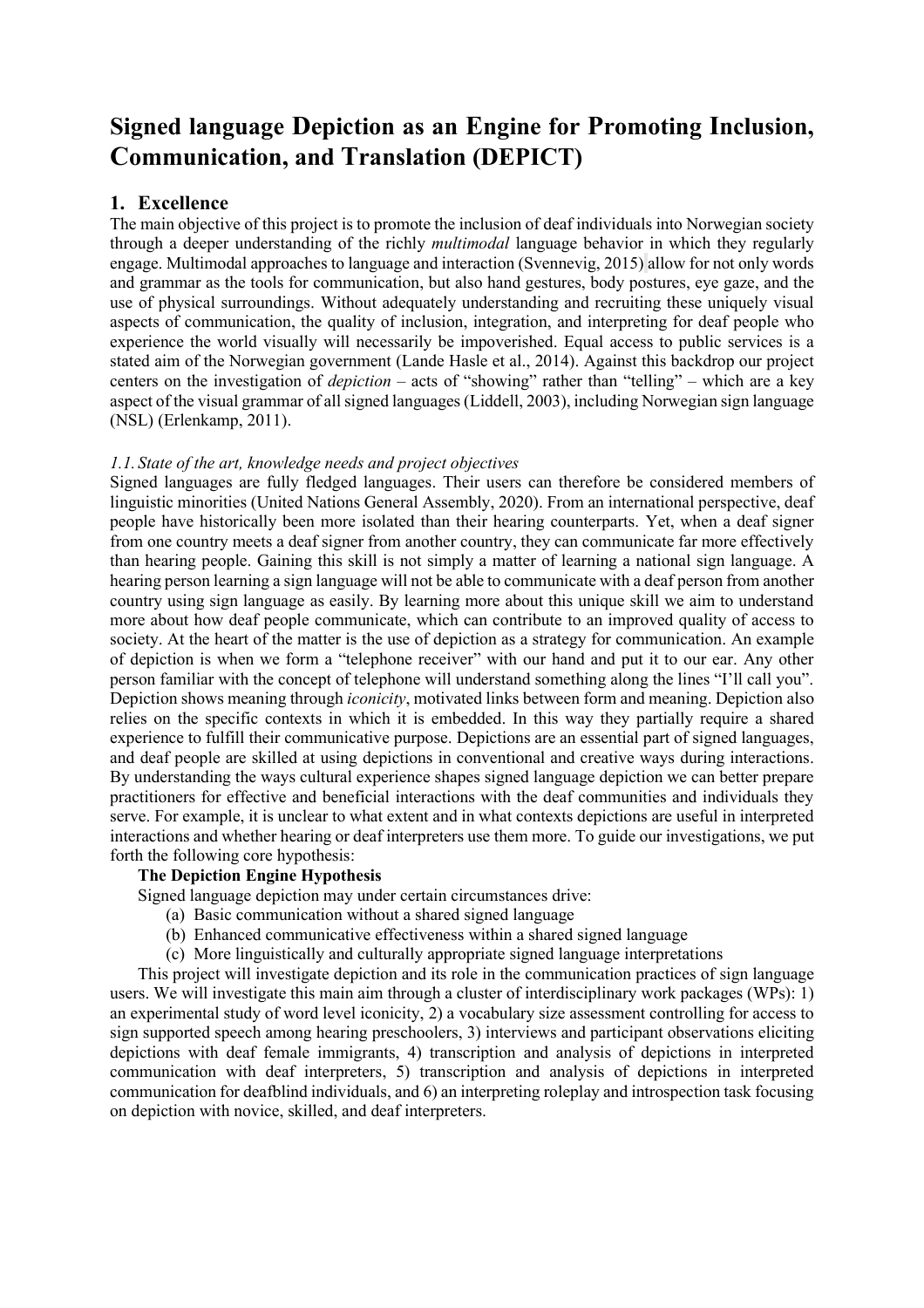# Signed language Depiction as an Engine for Promoting Inclusion, Communication, and Translation (DEPICT)

## 1. Excellence

The main objective of this project is to promote the inclusion of deaf individuals into Norwegian society through a deeper understanding of the richly *multimodal* language behavior in which they regularly engage. Multimodal approaches to language and interaction (Svennevig, 2015) allow for not only words and grammar as the tools for communication, but also hand gestures, body postures, eye gaze, and the use of physical surroundings. Without adequately understanding and recruiting these uniquely visual aspects of communication, the quality of inclusion, integration, and interpreting for deaf people who experience the world visually will necessarily be impoverished. Equal access to public services is a stated aim of the Norwegian government (Lande Hasle et al., 2014). Against this backdrop our project centers on the investigation of *depiction* – acts of "showing" rather than "telling" – which are a key aspect of the visual grammar of all signed languages (Liddell, 2003), including Norwegian sign language (NSL) (Erlenkamp, 2011).

### *1.1. State of the art, knowledge needs and project objectives*

Signed languages are fully fledged languages. Their users can therefore be considered members of linguistic minorities (United Nations General Assembly, 2020). From an international perspective, deaf people have historically been more isolated than their hearing counterparts. Yet, when a deaf signer from one country meets a deaf signer from another country, they can communicate far more effectively than hearing people. Gaining this skill is not simply a matter of learning a national sign language. A hearing person learning a sign language will not be able to communicate with a deaf person from another country using sign language as easily. By learning more about this unique skill we aim to understand more about how deaf people communicate, which can contribute to an improved quality of access to society. At the heart of the matter is the use of depiction as a strategy for communication. An example of depiction is when we form a "telephone receiver" with our hand and put it to our ear. Any other person familiar with the concept of telephone will understand something along the lines "I'll call you". Depiction shows meaning through *iconicity*, motivated links between form and meaning. Depiction also relies on the specific contexts in which it is embedded. In this way they partially require a shared experience to fulfill their communicative purpose. Depictions are an essential part of signed languages, and deaf people are skilled at using depictions in conventional and creative ways during interactions. By understanding the ways cultural experience shapes signed language depiction we can better prepare practitioners for effective and beneficial interactions with the deaf communities and individuals they serve. For example, it is unclear to what extent and in what contexts depictions are useful in interpreted interactions and whether hearing or deaf interpreters use them more. To guide our investigations, we put forth the following core hypothesis:

**The Depiction Engine Hypothesis**

Signed language depiction may under certain circumstances drive:

(a) Basic communication without a shared signed language
(b) Enhanced communicative effectiveness within a shared signed language
(c) More linguistically and culturally appropriate signed language interpretations

This project will investigate depiction and its role in the communication practices of sign language users. We will investigate this main aim through a cluster of interdisciplinary work packages (WPs): 1) an experimental study of word level iconicity, 2) a vocabulary size assessment controlling for access to sign supported speech among hearing preschoolers, 3) interviews and participant observations eliciting depictions with deaf female immigrants, 4) transcription and analysis of depictions in interpreted communication with deaf interpreters, 5) transcription and analysis of depictions in interpreted communication for deafblind individuals, and 6) an interpreting roleplay and introspection task focusing on depiction with novice, skilled, and deaf interpreters.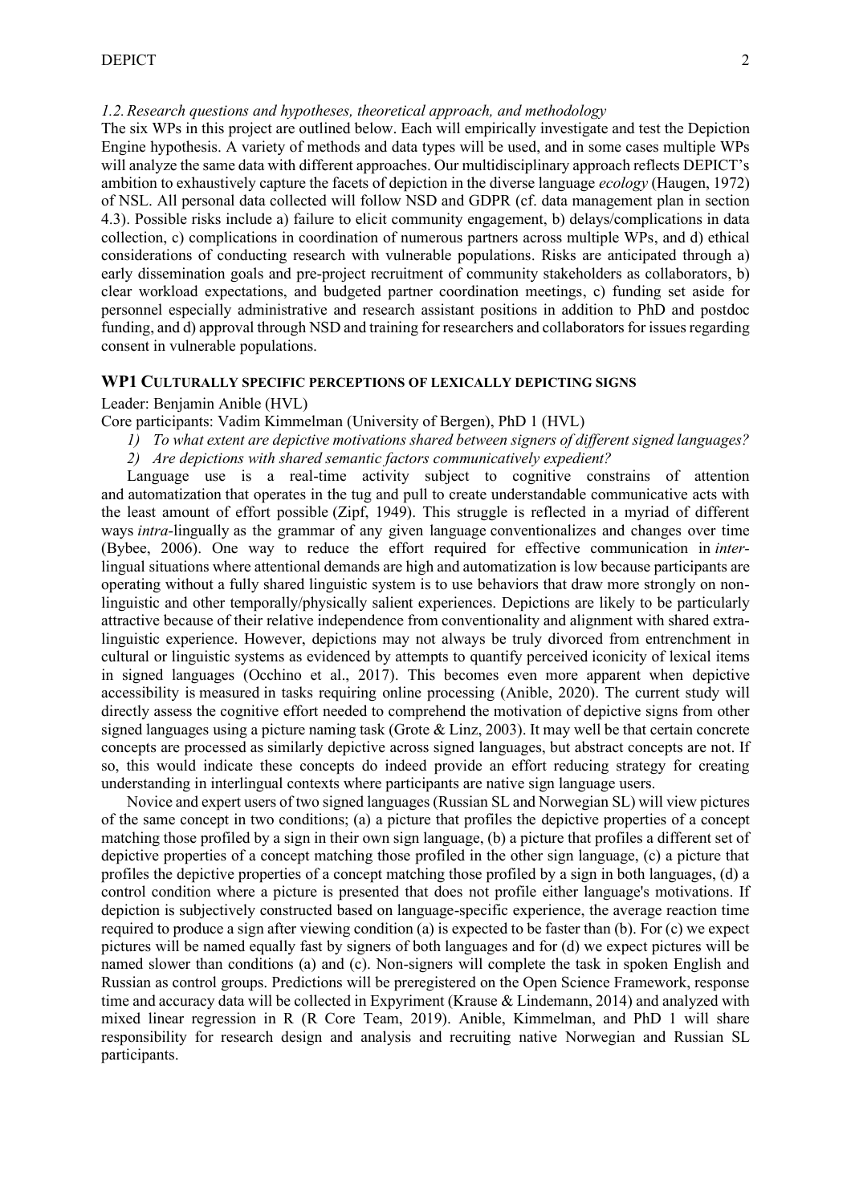### *1.2. Research questions and hypotheses, theoretical approach, and methodology*

The six WPs in this project are outlined below. Each will empirically investigate and test the Depiction Engine hypothesis. A variety of methods and data types will be used, and in some cases multiple WPs will analyze the same data with different approaches. Our multidisciplinary approach reflects DEPICT's ambition to exhaustively capture the facets of depiction in the diverse language *ecology* (Haugen, 1972) of NSL. All personal data collected will follow NSD and GDPR (cf. data management plan in section 4.3). Possible risks include a) failure to elicit community engagement, b) delays/complications in data collection, c) complications in coordination of numerous partners across multiple WPs, and d) ethical considerations of conducting research with vulnerable populations. Risks are anticipated through a) early dissemination goals and pre-project recruitment of community stakeholders as collaborators, b) clear workload expectations, and budgeted partner coordination meetings, c) funding set aside for personnel especially administrative and research assistant positions in addition to PhD and postdoc funding, and d) approval through NSD and training for researchers and collaborators for issues regarding consent in vulnerable populations.

## WP1 CULTURALLY SPECIFIC PERCEPTIONS OF LEXICALLY DEPICTING SIGNS

Leader: Benjamin Anible (HVL)

Core participants: Vadim Kimmelman (University of Bergen), PhD 1 (HVL)

1) *To what extent are depictive motivations shared between signers of different signed languages?*
2) *Are depictions with shared semantic factors communicatively expedient?*

Language use is a real-time activity subject to cognitive constrains of attention and automatization that operates in the tug and pull to create understandable communicative acts with the least amount of effort possible (Zipf, 1949). This struggle is reflected in a myriad of different ways *intra*-lingually as the grammar of any given language conventionalizes and changes over time (Bybee, 2006). One way to reduce the effort required for effective communication in *inter*-lingual situations where attentional demands are high and automatization is low because participants are operating without a fully shared linguistic system is to use behaviors that draw more strongly on non-linguistic and other temporally/physically salient experiences. Depictions are likely to be particularly attractive because of their relative independence from conventionality and alignment with shared extra-linguistic experience. However, depictions may not always be truly divorced from entrenchment in cultural or linguistic systems as evidenced by attempts to quantify perceived iconicity of lexical items in signed languages (Occhino et al., 2017). This becomes even more apparent when depictive accessibility is measured in tasks requiring online processing (Anible, 2020). The current study will directly assess the cognitive effort needed to comprehend the motivation of depictive signs from other signed languages using a picture naming task (Grote & Linz, 2003). It may well be that certain concrete concepts are processed as similarly depictive across signed languages, but abstract concepts are not. If so, this would indicate these concepts do indeed provide an effort reducing strategy for creating understanding in interlingual contexts where participants are native sign language users.

Novice and expert users of two signed languages (Russian SL and Norwegian SL) will view pictures of the same concept in two conditions; (a) a picture that profiles the depictive properties of a concept matching those profiled by a sign in their own sign language, (b) a picture that profiles a different set of depictive properties of a concept matching those profiled in the other sign language, (c) a picture that profiles the depictive properties of a concept matching those profiled by a sign in both languages, (d) a control condition where a picture is presented that does not profile either language's motivations. If depiction is subjectively constructed based on language-specific experience, the average reaction time required to produce a sign after viewing condition (a) is expected to be faster than (b). For (c) we expect pictures will be named equally fast by signers of both languages and for (d) we expect pictures will be named slower than conditions (a) and (c). Non-signers will complete the task in spoken English and Russian as control groups. Predictions will be preregistered on the Open Science Framework, response time and accuracy data will be collected in Expyriment (Krause & Lindemann, 2014) and analyzed with mixed linear regression in R (R Core Team, 2019). Anible, Kimmelman, and PhD 1 will share responsibility for research design and analysis and recruiting native Norwegian and Russian SL participants.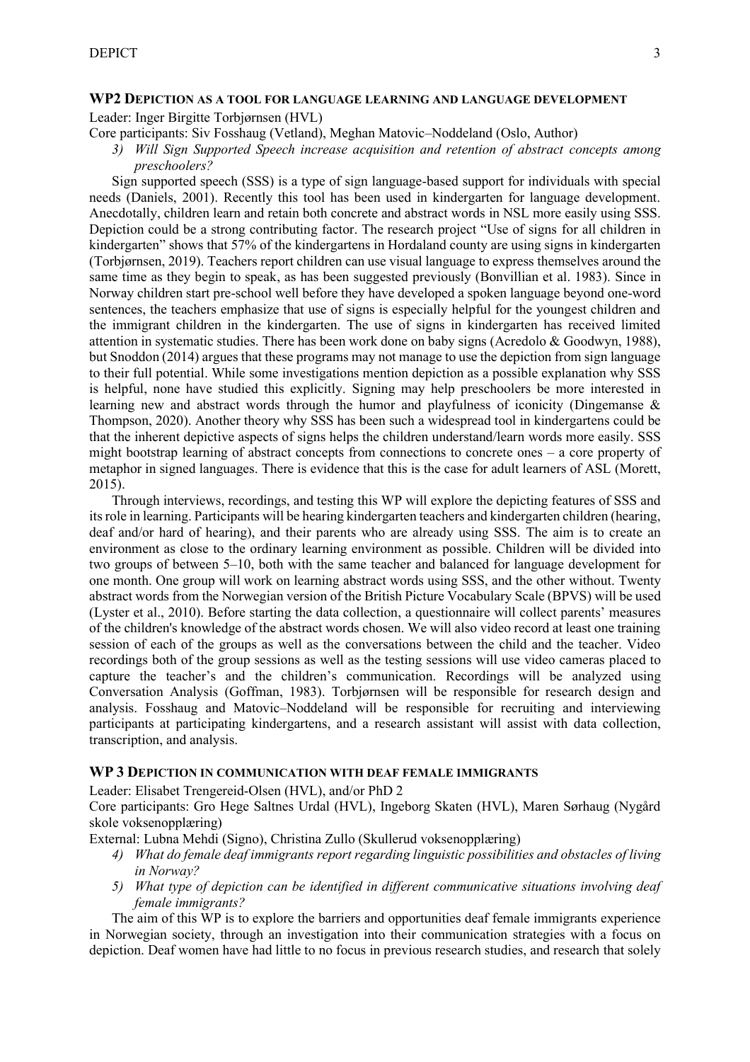## WP2 Depiction as a tool for language learning and language development

Leader: Inger Birgitte Torbjørnsen (HVL)

Core participants: Siv Fosshaug (Vetland), Meghan Matovic–Noddeland (Oslo, Author)

3) *Will Sign Supported Speech increase acquisition and retention of abstract concepts among preschoolers?*

Sign supported speech (SSS) is a type of sign language-based support for individuals with special needs (Daniels, 2001). Recently this tool has been used in kindergarten for language development. Anecdotally, children learn and retain both concrete and abstract words in NSL more easily using SSS. Depiction could be a strong contributing factor. The research project "Use of signs for all children in kindergarten" shows that 57% of the kindergartens in Hordaland county are using signs in kindergarten (Torbjørnsen, 2019). Teachers report children can use visual language to express themselves around the same time as they begin to speak, as has been suggested previously (Bonvillian et al. 1983). Since in Norway children start pre-school well before they have developed a spoken language beyond one-word sentences, the teachers emphasize that use of signs is especially helpful for the youngest children and the immigrant children in the kindergarten. The use of signs in kindergarten has received limited attention in systematic studies. There has been work done on baby signs (Acredolo & Goodwyn, 1988), but Snoddon (2014) argues that these programs may not manage to use the depiction from sign language to their full potential. While some investigations mention depiction as a possible explanation why SSS is helpful, none have studied this explicitly. Signing may help preschoolers be more interested in learning new and abstract words through the humor and playfulness of iconicity (Dingemanse & Thompson, 2020). Another theory why SSS has been such a widespread tool in kindergartens could be that the inherent depictive aspects of signs helps the children understand/learn words more easily. SSS might bootstrap learning of abstract concepts from connections to concrete ones – a core property of metaphor in signed languages. There is evidence that this is the case for adult learners of ASL (Morett, 2015).

Through interviews, recordings, and testing this WP will explore the depicting features of SSS and its role in learning. Participants will be hearing kindergarten teachers and kindergarten children (hearing, deaf and/or hard of hearing), and their parents who are already using SSS. The aim is to create an environment as close to the ordinary learning environment as possible. Children will be divided into two groups of between 5–10, both with the same teacher and balanced for language development for one month. One group will work on learning abstract words using SSS, and the other without. Twenty abstract words from the Norwegian version of the British Picture Vocabulary Scale (BPVS) will be used (Lyster et al., 2010). Before starting the data collection, a questionnaire will collect parents' measures of the children's knowledge of the abstract words chosen. We will also video record at least one training session of each of the groups as well as the conversations between the child and the teacher. Video recordings both of the group sessions as well as the testing sessions will use video cameras placed to capture the teacher's and the children's communication. Recordings will be analyzed using Conversation Analysis (Goffman, 1983). Torbjørnsen will be responsible for research design and analysis. Fosshaug and Matovic–Noddeland will be responsible for recruiting and interviewing participants at participating kindergartens, and a research assistant will assist with data collection, transcription, and analysis.

## WP 3 Depiction in communication with deaf female immigrants

Leader: Elisabet Trengereid-Olsen (HVL), and/or PhD 2

Core participants: Gro Hege Saltnes Urdal (HVL), Ingeborg Skaten (HVL), Maren Sørhaug (Nygård skole voksenopplæring)

External: Lubna Mehdi (Signo), Christina Zullo (Skullerud voksenopplæring)

4) *What do female deaf immigrants report regarding linguistic possibilities and obstacles of living in Norway?*
5) *What type of depiction can be identified in different communicative situations involving deaf female immigrants?*

The aim of this WP is to explore the barriers and opportunities deaf female immigrants experience in Norwegian society, through an investigation into their communication strategies with a focus on depiction. Deaf women have had little to no focus in previous research studies, and research that solely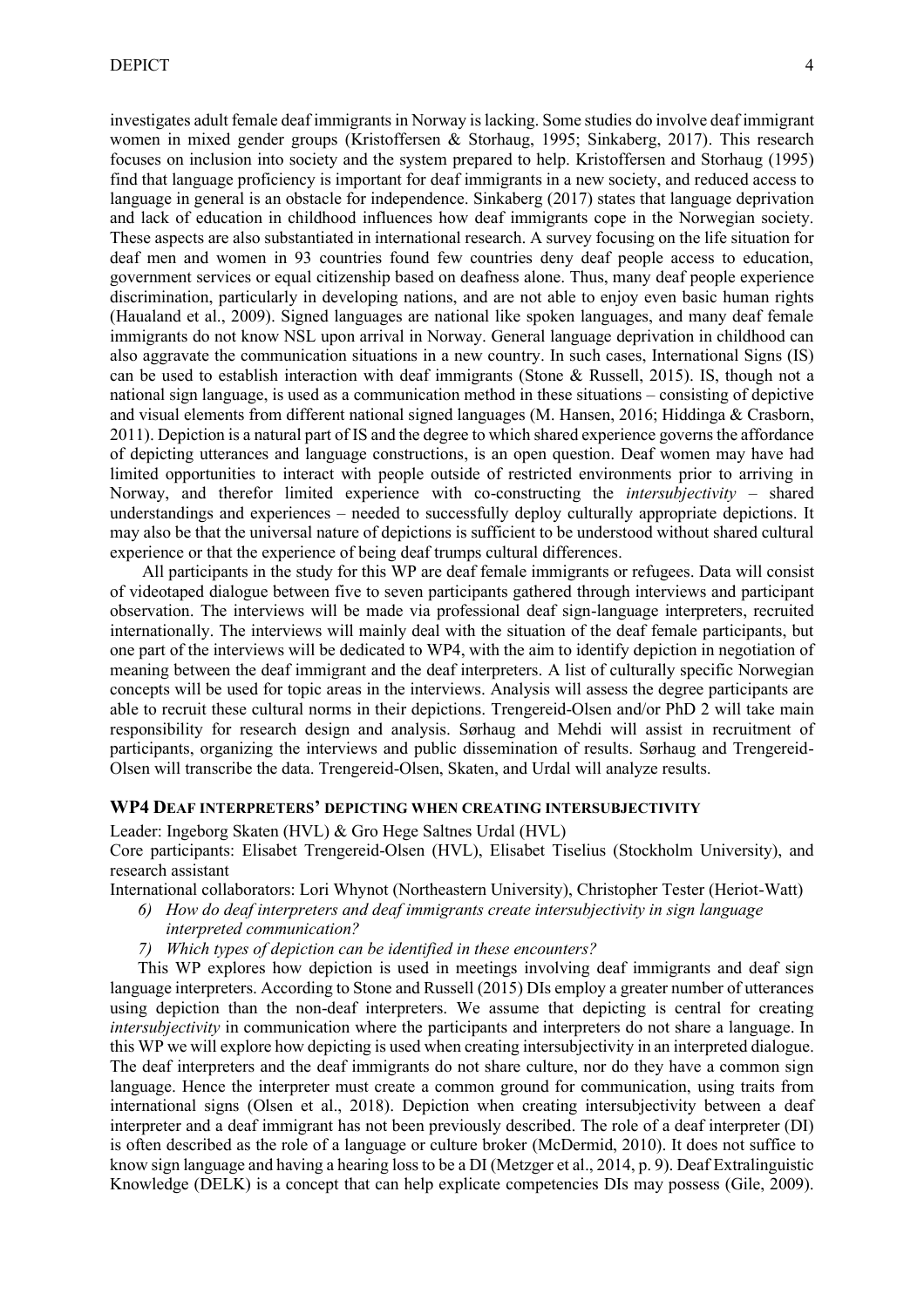investigates adult female deaf immigrants in Norway is lacking. Some studies do involve deaf immigrant women in mixed gender groups (Kristoffersen & Storhaug, 1995; Sinkaberg, 2017). This research focuses on inclusion into society and the system prepared to help. Kristoffersen and Storhaug (1995) find that language proficiency is important for deaf immigrants in a new society, and reduced access to language in general is an obstacle for independence. Sinkaberg (2017) states that language deprivation and lack of education in childhood influences how deaf immigrants cope in the Norwegian society. These aspects are also substantiated in international research. A survey focusing on the life situation for deaf men and women in 93 countries found few countries deny deaf people access to education, government services or equal citizenship based on deafness alone. Thus, many deaf people experience discrimination, particularly in developing nations, and are not able to enjoy even basic human rights (Haualand et al., 2009). Signed languages are national like spoken languages, and many deaf female immigrants do not know NSL upon arrival in Norway. General language deprivation in childhood can also aggravate the communication situations in a new country. In such cases, International Signs (IS) can be used to establish interaction with deaf immigrants (Stone & Russell, 2015). IS, though not a national sign language, is used as a communication method in these situations – consisting of depictive and visual elements from different national signed languages (M. Hansen, 2016; Hiddinga & Crasborn, 2011). Depiction is a natural part of IS and the degree to which shared experience governs the affordance of depicting utterances and language constructions, is an open question. Deaf women may have had limited opportunities to interact with people outside of restricted environments prior to arriving in Norway, and therefor limited experience with co-constructing the *intersubjectivity* – shared understandings and experiences – needed to successfully deploy culturally appropriate depictions. It may also be that the universal nature of depictions is sufficient to be understood without shared cultural experience or that the experience of being deaf trumps cultural differences.

All participants in the study for this WP are deaf female immigrants or refugees. Data will consist of videotaped dialogue between five to seven participants gathered through interviews and participant observation. The interviews will be made via professional deaf sign-language interpreters, recruited internationally. The interviews will mainly deal with the situation of the deaf female participants, but one part of the interviews will be dedicated to WP4, with the aim to identify depiction in negotiation of meaning between the deaf immigrant and the deaf interpreters. A list of culturally specific Norwegian concepts will be used for topic areas in the interviews. Analysis will assess the degree participants are able to recruit these cultural norms in their depictions. Trengereid-Olsen and/or PhD 2 will take main responsibility for research design and analysis. Sørhaug and Mehdi will assist in recruitment of participants, organizing the interviews and public dissemination of results. Sørhaug and Trengereid-Olsen will transcribe the data. Trengereid-Olsen, Skaten, and Urdal will analyze results.

## WP4 Deaf interpreters' depicting when creating intersubjectivity

Leader: Ingeborg Skaten (HVL) & Gro Hege Saltnes Urdal (HVL)

Core participants: Elisabet Trengereid-Olsen (HVL), Elisabet Tiselius (Stockholm University), and research assistant

International collaborators: Lori Whynot (Northeastern University), Christopher Tester (Heriot-Watt)

6) *How do deaf interpreters and deaf immigrants create intersubjectivity in sign language interpreted communication?*
7) *Which types of depiction can be identified in these encounters?*

This WP explores how depiction is used in meetings involving deaf immigrants and deaf sign language interpreters. According to Stone and Russell (2015) DIs employ a greater number of utterances using depiction than the non-deaf interpreters. We assume that depicting is central for creating *intersubjectivity* in communication where the participants and interpreters do not share a language. In this WP we will explore how depicting is used when creating intersubjectivity in an interpreted dialogue. The deaf interpreters and the deaf immigrants do not share culture, nor do they have a common sign language. Hence the interpreter must create a common ground for communication, using traits from international signs (Olsen et al., 2018). Depiction when creating intersubjectivity between a deaf interpreter and a deaf immigrant has not been previously described. The role of a deaf interpreter (DI) is often described as the role of a language or culture broker (McDermid, 2010). It does not suffice to know sign language and having a hearing loss to be a DI (Metzger et al., 2014, p. 9). Deaf Extralinguistic Knowledge (DELK) is a concept that can help explicate competencies DIs may possess (Gile, 2009).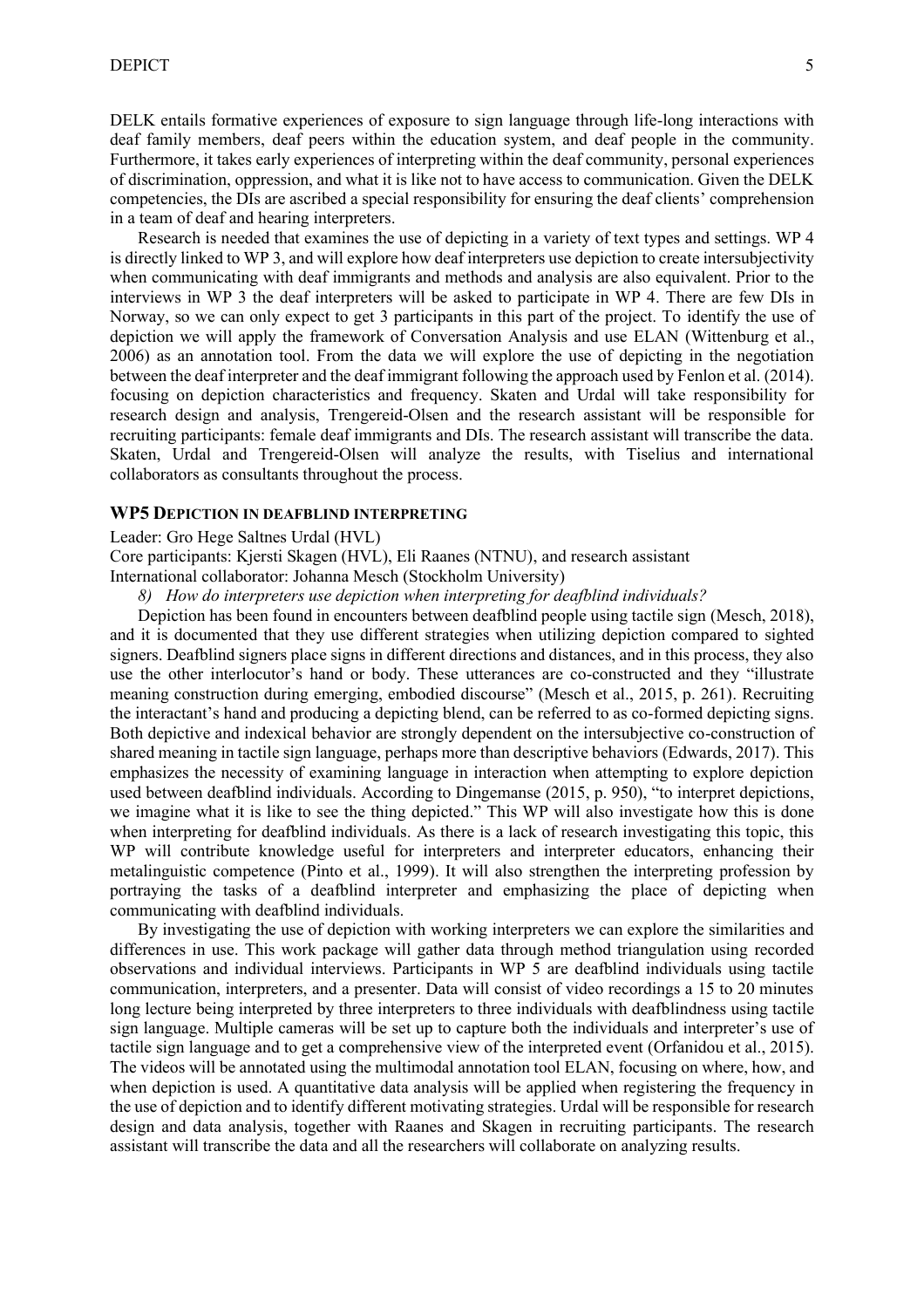DELK entails formative experiences of exposure to sign language through life-long interactions with deaf family members, deaf peers within the education system, and deaf people in the community. Furthermore, it takes early experiences of interpreting within the deaf community, personal experiences of discrimination, oppression, and what it is like not to have access to communication. Given the DELK competencies, the DIs are ascribed a special responsibility for ensuring the deaf clients' comprehension in a team of deaf and hearing interpreters.

Research is needed that examines the use of depicting in a variety of text types and settings. WP 4 is directly linked to WP 3, and will explore how deaf interpreters use depiction to create intersubjectivity when communicating with deaf immigrants and methods and analysis are also equivalent. Prior to the interviews in WP 3 the deaf interpreters will be asked to participate in WP 4. There are few DIs in Norway, so we can only expect to get 3 participants in this part of the project. To identify the use of depiction we will apply the framework of Conversation Analysis and use ELAN (Wittenburg et al., 2006) as an annotation tool. From the data we will explore the use of depicting in the negotiation between the deaf interpreter and the deaf immigrant following the approach used by Fenlon et al. (2014). focusing on depiction characteristics and frequency. Skaten and Urdal will take responsibility for research design and analysis, Trengereid-Olsen and the research assistant will be responsible for recruiting participants: female deaf immigrants and DIs. The research assistant will transcribe the data. Skaten, Urdal and Trengereid-Olsen will analyze the results, with Tiselius and international collaborators as consultants throughout the process.

### WP5 Depiction in deafblind interpreting

Leader: Gro Hege Saltnes Urdal (HVL)
Core participants: Kjersti Skagen (HVL), Eli Raanes (NTNU), and research assistant
International collaborator: Johanna Mesch (Stockholm University)

*8) How do interpreters use depiction when interpreting for deafblind individuals?*

Depiction has been found in encounters between deafblind people using tactile sign (Mesch, 2018), and it is documented that they use different strategies when utilizing depiction compared to sighted signers. Deafblind signers place signs in different directions and distances, and in this process, they also use the other interlocutor's hand or body. These utterances are co-constructed and they "illustrate meaning construction during emerging, embodied discourse" (Mesch et al., 2015, p. 261). Recruiting the interactant's hand and producing a depicting blend, can be referred to as co-formed depicting signs. Both depictive and indexical behavior are strongly dependent on the intersubjective co-construction of shared meaning in tactile sign language, perhaps more than descriptive behaviors (Edwards, 2017). This emphasizes the necessity of examining language in interaction when attempting to explore depiction used between deafblind individuals. According to Dingemanse (2015, p. 950), "to interpret depictions, we imagine what it is like to see the thing depicted." This WP will also investigate how this is done when interpreting for deafblind individuals. As there is a lack of research investigating this topic, this WP will contribute knowledge useful for interpreters and interpreter educators, enhancing their metalinguistic competence (Pinto et al., 1999). It will also strengthen the interpreting profession by portraying the tasks of a deafblind interpreter and emphasizing the place of depicting when communicating with deafblind individuals.

By investigating the use of depiction with working interpreters we can explore the similarities and differences in use. This work package will gather data through method triangulation using recorded observations and individual interviews. Participants in WP 5 are deafblind individuals using tactile communication, interpreters, and a presenter. Data will consist of video recordings a 15 to 20 minutes long lecture being interpreted by three interpreters to three individuals with deafblindness using tactile sign language. Multiple cameras will be set up to capture both the individuals and interpreter's use of tactile sign language and to get a comprehensive view of the interpreted event (Orfanidou et al., 2015). The videos will be annotated using the multimodal annotation tool ELAN, focusing on where, how, and when depiction is used. A quantitative data analysis will be applied when registering the frequency in the use of depiction and to identify different motivating strategies. Urdal will be responsible for research design and data analysis, together with Raanes and Skagen in recruiting participants. The research assistant will transcribe the data and all the researchers will collaborate on analyzing results.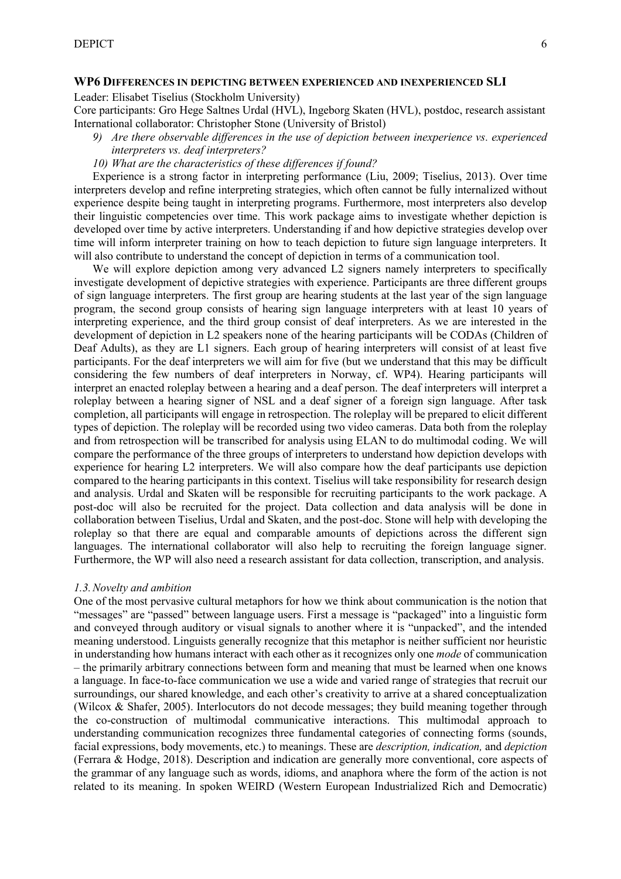### WP6 Differences in depicting between experienced and inexperienced SLI

Leader: Elisabet Tiselius (Stockholm University)
Core participants: Gro Hege Saltnes Urdal (HVL), Ingeborg Skaten (HVL), postdoc, research assistant
International collaborator: Christopher Stone (University of Bristol)

9) *Are there observable differences in the use of depiction between inexperience vs. experienced interpreters vs. deaf interpreters?*
10) *What are the characteristics of these differences if found?*

Experience is a strong factor in interpreting performance (Liu, 2009; Tiselius, 2013). Over time interpreters develop and refine interpreting strategies, which often cannot be fully internalized without experience despite being taught in interpreting programs. Furthermore, most interpreters also develop their linguistic competencies over time. This work package aims to investigate whether depiction is developed over time by active interpreters. Understanding if and how depictive strategies develop over time will inform interpreter training on how to teach depiction to future sign language interpreters. It will also contribute to understand the concept of depiction in terms of a communication tool.

We will explore depiction among very advanced L2 signers namely interpreters to specifically investigate development of depictive strategies with experience. Participants are three different groups of sign language interpreters. The first group are hearing students at the last year of the sign language program, the second group consists of hearing sign language interpreters with at least 10 years of interpreting experience, and the third group consist of deaf interpreters. As we are interested in the development of depiction in L2 speakers none of the hearing participants will be CODAs (Children of Deaf Adults), as they are L1 signers. Each group of hearing interpreters will consist of at least five participants. For the deaf interpreters we will aim for five (but we understand that this may be difficult considering the few numbers of deaf interpreters in Norway, cf. WP4). Hearing participants will interpret an enacted roleplay between a hearing and a deaf person. The deaf interpreters will interpret a roleplay between a hearing signer of NSL and a deaf signer of a foreign sign language. After task completion, all participants will engage in retrospection. The roleplay will be prepared to elicit different types of depiction. The roleplay will be recorded using two video cameras. Data both from the roleplay and from retrospection will be transcribed for analysis using ELAN to do multimodal coding. We will compare the performance of the three groups of interpreters to understand how depiction develops with experience for hearing L2 interpreters. We will also compare how the deaf participants use depiction compared to the hearing participants in this context. Tiselius will take responsibility for research design and analysis. Urdal and Skaten will be responsible for recruiting participants to the work package. A post-doc will also be recruited for the project. Data collection and data analysis will be done in collaboration between Tiselius, Urdal and Skaten, and the post-doc. Stone will help with developing the roleplay so that there are equal and comparable amounts of depictions across the different sign languages. The international collaborator will also help to recruiting the foreign language signer. Furthermore, the WP will also need a research assistant for data collection, transcription, and analysis.

### *1.3. Novelty and ambition*

One of the most pervasive cultural metaphors for how we think about communication is the notion that "messages" are "passed" between language users. First a message is "packaged" into a linguistic form and conveyed through auditory or visual signals to another where it is "unpacked", and the intended meaning understood. Linguists generally recognize that this metaphor is neither sufficient nor heuristic in understanding how humans interact with each other as it recognizes only one *mode* of communication – the primarily arbitrary connections between form and meaning that must be learned when one knows a language. In face-to-face communication we use a wide and varied range of strategies that recruit our surroundings, our shared knowledge, and each other's creativity to arrive at a shared conceptualization (Wilcox & Shafer, 2005). Interlocutors do not decode messages; they build meaning together through the co-construction of multimodal communicative interactions. This multimodal approach to understanding communication recognizes three fundamental categories of connecting forms (sounds, facial expressions, body movements, etc.) to meanings. These are *description, indication,* and *depiction* (Ferrara & Hodge, 2018). Description and indication are generally more conventional, core aspects of the grammar of any language such as words, idioms, and anaphora where the form of the action is not related to its meaning. In spoken WEIRD (Western European Industrialized Rich and Democratic)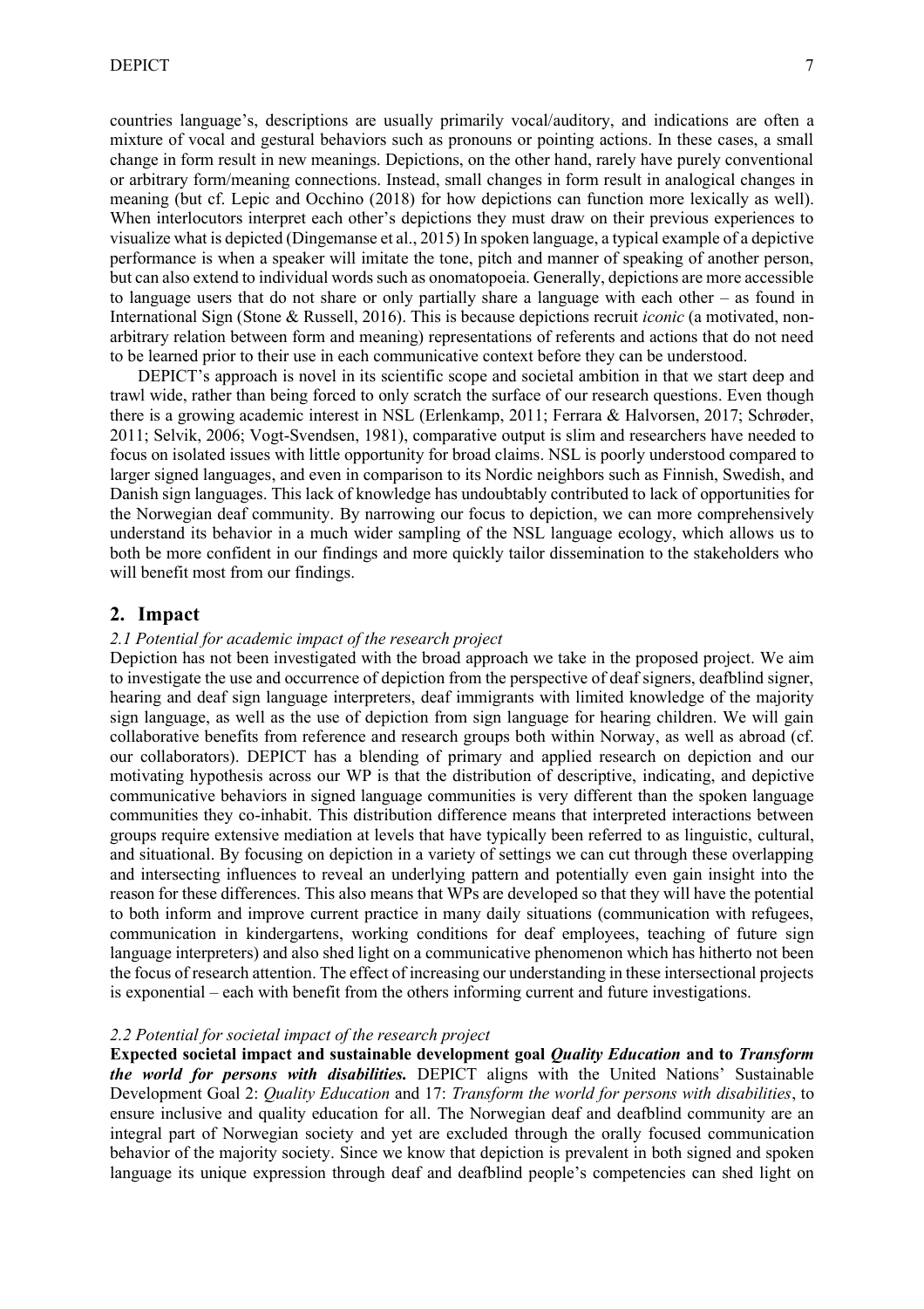countries language's, descriptions are usually primarily vocal/auditory, and indications are often a mixture of vocal and gestural behaviors such as pronouns or pointing actions. In these cases, a small change in form result in new meanings. Depictions, on the other hand, rarely have purely conventional or arbitrary form/meaning connections. Instead, small changes in form result in analogical changes in meaning (but cf. Lepic and Occhino (2018) for how depictions can function more lexically as well). When interlocutors interpret each other's depictions they must draw on their previous experiences to visualize what is depicted (Dingemanse et al., 2015) In spoken language, a typical example of a depictive performance is when a speaker will imitate the tone, pitch and manner of speaking of another person, but can also extend to individual words such as onomatopoeia. Generally, depictions are more accessible to language users that do not share or only partially share a language with each other – as found in International Sign (Stone & Russell, 2016). This is because depictions recruit *iconic* (a motivated, non-arbitrary relation between form and meaning) representations of referents and actions that do not need to be learned prior to their use in each communicative context before they can be understood.

DEPICT's approach is novel in its scientific scope and societal ambition in that we start deep and trawl wide, rather than being forced to only scratch the surface of our research questions. Even though there is a growing academic interest in NSL (Erlenkamp, 2011; Ferrara & Halvorsen, 2017; Schrøder, 2011; Selvik, 2006; Vogt-Svendsen, 1981), comparative output is slim and researchers have needed to focus on isolated issues with little opportunity for broad claims. NSL is poorly understood compared to larger signed languages, and even in comparison to its Nordic neighbors such as Finnish, Swedish, and Danish sign languages. This lack of knowledge has undoubtably contributed to lack of opportunities for the Norwegian deaf community. By narrowing our focus to depiction, we can more comprehensively understand its behavior in a much wider sampling of the NSL language ecology, which allows us to both be more confident in our findings and more quickly tailor dissemination to the stakeholders who will benefit most from our findings.

## 2. Impact

### *2.1 Potential for academic impact of the research project*

Depiction has not been investigated with the broad approach we take in the proposed project. We aim to investigate the use and occurrence of depiction from the perspective of deaf signers, deafblind signer, hearing and deaf sign language interpreters, deaf immigrants with limited knowledge of the majority sign language, as well as the use of depiction from sign language for hearing children. We will gain collaborative benefits from reference and research groups both within Norway, as well as abroad (cf. our collaborators). DEPICT has a blending of primary and applied research on depiction and our motivating hypothesis across our WP is that the distribution of descriptive, indicating, and depictive communicative behaviors in signed language communities is very different than the spoken language communities they co-inhabit. This distribution difference means that interpreted interactions between groups require extensive mediation at levels that have typically been referred to as linguistic, cultural, and situational. By focusing on depiction in a variety of settings we can cut through these overlapping and intersecting influences to reveal an underlying pattern and potentially even gain insight into the reason for these differences. This also means that WPs are developed so that they will have the potential to both inform and improve current practice in many daily situations (communication with refugees, communication in kindergartens, working conditions for deaf employees, teaching of future sign language interpreters) and also shed light on a communicative phenomenon which has hitherto not been the focus of research attention. The effect of increasing our understanding in these intersectional projects is exponential – each with benefit from the others informing current and future investigations.

### *2.2 Potential for societal impact of the research project*

**Expected societal impact and sustainable development goal *Quality Education* and to *Transform the world for persons with disabilities.*** DEPICT aligns with the United Nations' Sustainable Development Goal 2: *Quality Education* and 17: *Transform the world for persons with disabilities*, to ensure inclusive and quality education for all. The Norwegian deaf and deafblind community are an integral part of Norwegian society and yet are excluded through the orally focused communication behavior of the majority society. Since we know that depiction is prevalent in both signed and spoken language its unique expression through deaf and deafblind people's competencies can shed light on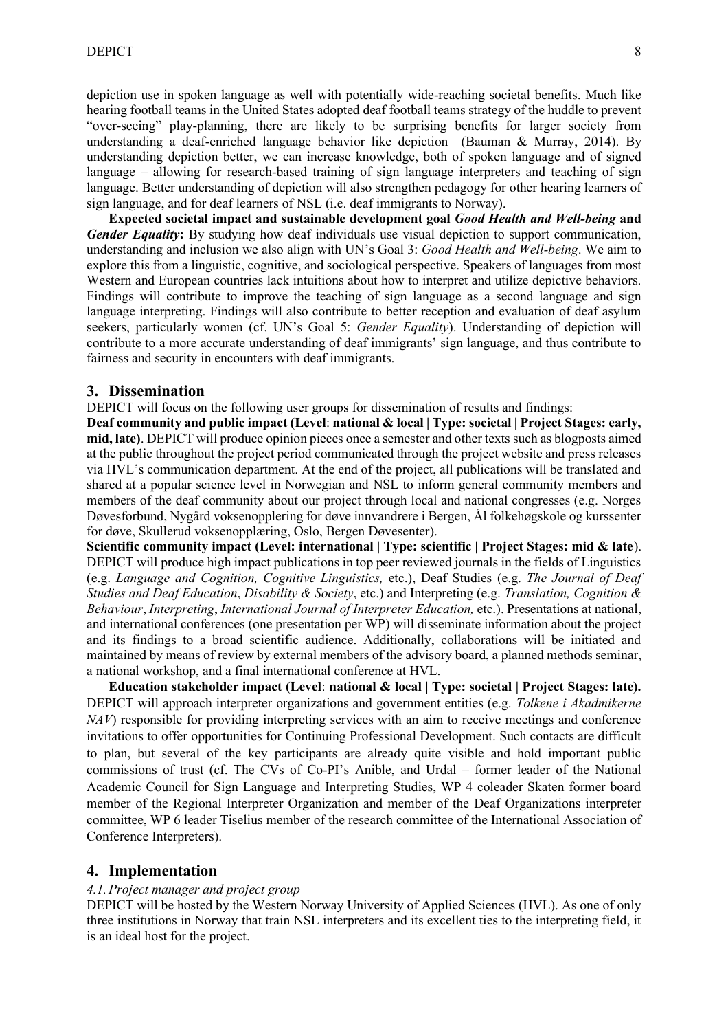depiction use in spoken language as well with potentially wide-reaching societal benefits. Much like hearing football teams in the United States adopted deaf football teams strategy of the huddle to prevent "over-seeing" play-planning, there are likely to be surprising benefits for larger society from understanding a deaf-enriched language behavior like depiction (Bauman & Murray, 2014). By understanding depiction better, we can increase knowledge, both of spoken language and of signed language – allowing for research-based training of sign language interpreters and teaching of sign language. Better understanding of depiction will also strengthen pedagogy for other hearing learners of sign language, and for deaf learners of NSL (i.e. deaf immigrants to Norway).

**Expected societal impact and sustainable development goal *Good Health and Well-being* and *Gender Equality*:** By studying how deaf individuals use visual depiction to support communication, understanding and inclusion we also align with UN's Goal 3: *Good Health and Well-being*. We aim to explore this from a linguistic, cognitive, and sociological perspective. Speakers of languages from most Western and European countries lack intuitions about how to interpret and utilize depictive behaviors. Findings will contribute to improve the teaching of sign language as a second language and sign language interpreting. Findings will also contribute to better reception and evaluation of deaf asylum seekers, particularly women (cf. UN's Goal 5: *Gender Equality*). Understanding of depiction will contribute to a more accurate understanding of deaf immigrants' sign language, and thus contribute to fairness and security in encounters with deaf immigrants.

## 3. Dissemination

DEPICT will focus on the following user groups for dissemination of results and findings:

**Deaf community and public impact (Level: national & local | Type: societal | Project Stages: early, mid, late)**. DEPICT will produce opinion pieces once a semester and other texts such as blogposts aimed at the public throughout the project period communicated through the project website and press releases via HVL's communication department. At the end of the project, all publications will be translated and shared at a popular science level in Norwegian and NSL to inform general community members and members of the deaf community about our project through local and national congresses (e.g. Norges Døvesforbund, Nygård voksenopplering for døve innvandrere i Bergen, Ål folkehøgskole og kurssenter for døve, Skullerud voksenopplæring, Oslo, Bergen Døvesenter).

**Scientific community impact (Level: international | Type: scientific | Project Stages: mid & late)**. DEPICT will produce high impact publications in top peer reviewed journals in the fields of Linguistics (e.g. *Language and Cognition, Cognitive Linguistics,* etc.), Deaf Studies (e.g. *The Journal of Deaf Studies and Deaf Education*, *Disability & Society*, etc.) and Interpreting (e.g. *Translation, Cognition & Behaviour*, *Interpreting*, *International Journal of Interpreter Education,* etc.). Presentations at national, and international conferences (one presentation per WP) will disseminate information about the project and its findings to a broad scientific audience. Additionally, collaborations will be initiated and maintained by means of review by external members of the advisory board, a planned methods seminar, a national workshop, and a final international conference at HVL.

**Education stakeholder impact (Level: national & local | Type: societal | Project Stages: late).** DEPICT will approach interpreter organizations and government entities (e.g. *Tolkene i Akadmikerne NAV*) responsible for providing interpreting services with an aim to receive meetings and conference invitations to offer opportunities for Continuing Professional Development. Such contacts are difficult to plan, but several of the key participants are already quite visible and hold important public commissions of trust (cf. The CVs of Co-PI's Anible, and Urdal – former leader of the National Academic Council for Sign Language and Interpreting Studies, WP 4 coleader Skaten former board member of the Regional Interpreter Organization and member of the Deaf Organizations interpreter committee, WP 6 leader Tiselius member of the research committee of the International Association of Conference Interpreters).

## 4. Implementation

### *4.1. Project manager and project group*

DEPICT will be hosted by the Western Norway University of Applied Sciences (HVL). As one of only three institutions in Norway that train NSL interpreters and its excellent ties to the interpreting field, it is an ideal host for the project.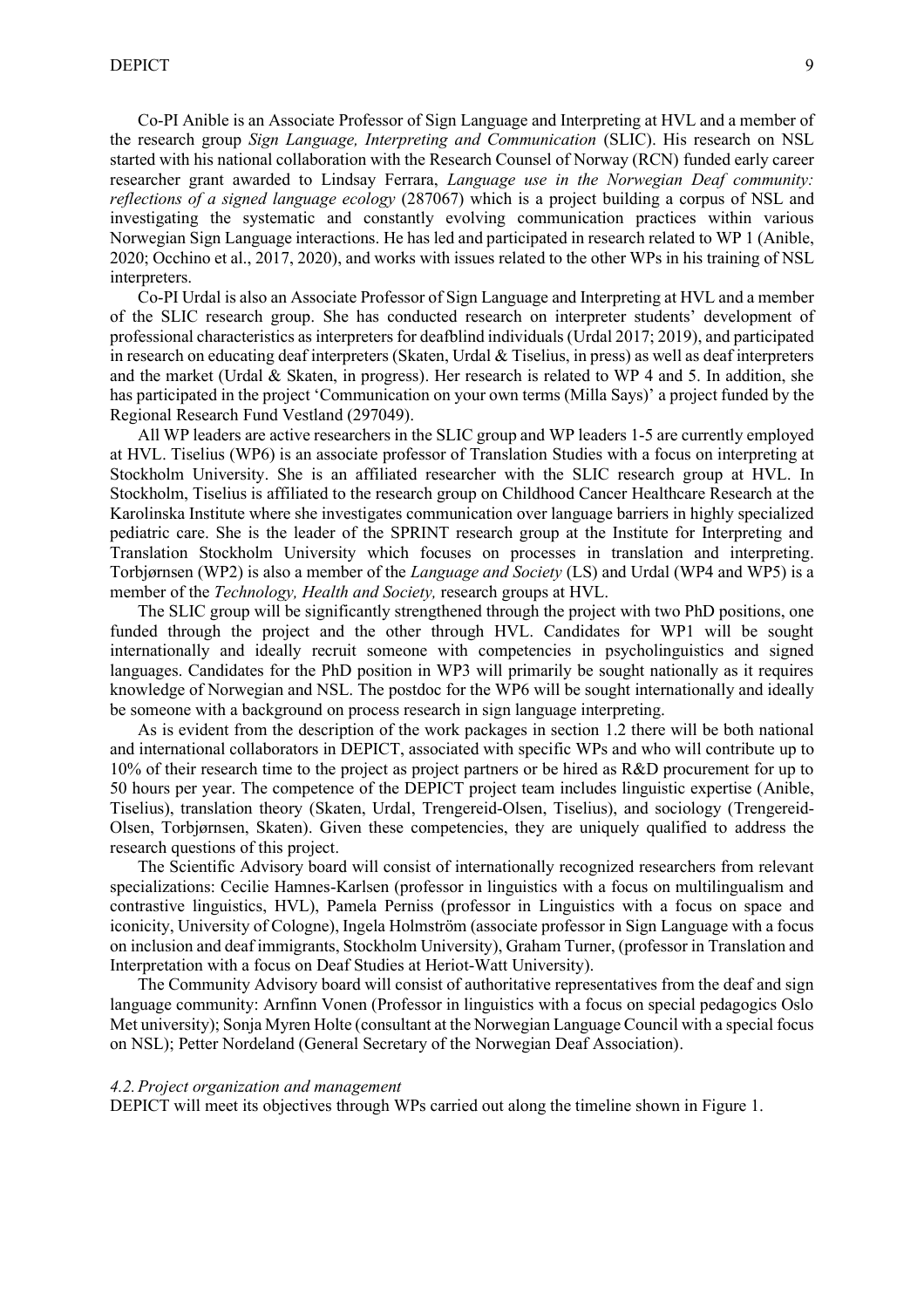Co-PI Anible is an Associate Professor of Sign Language and Interpreting at HVL and a member of the research group *Sign Language, Interpreting and Communication* (SLIC). His research on NSL started with his national collaboration with the Research Counsel of Norway (RCN) funded early career researcher grant awarded to Lindsay Ferrara, *Language use in the Norwegian Deaf community: reflections of a signed language ecology* (287067) which is a project building a corpus of NSL and investigating the systematic and constantly evolving communication practices within various Norwegian Sign Language interactions. He has led and participated in research related to WP 1 (Anible, 2020; Occhino et al., 2017, 2020), and works with issues related to the other WPs in his training of NSL interpreters.

Co-PI Urdal is also an Associate Professor of Sign Language and Interpreting at HVL and a member of the SLIC research group. She has conducted research on interpreter students' development of professional characteristics as interpreters for deafblind individuals (Urdal 2017; 2019), and participated in research on educating deaf interpreters (Skaten, Urdal & Tiselius, in press) as well as deaf interpreters and the market (Urdal & Skaten, in progress). Her research is related to WP 4 and 5. In addition, she has participated in the project 'Communication on your own terms (Milla Says)' a project funded by the Regional Research Fund Vestland (297049).

All WP leaders are active researchers in the SLIC group and WP leaders 1-5 are currently employed at HVL. Tiselius (WP6) is an associate professor of Translation Studies with a focus on interpreting at Stockholm University. She is an affiliated researcher with the SLIC research group at HVL. In Stockholm, Tiselius is affiliated to the research group on Childhood Cancer Healthcare Research at the Karolinska Institute where she investigates communication over language barriers in highly specialized pediatric care. She is the leader of the SPRINT research group at the Institute for Interpreting and Translation Stockholm University which focuses on processes in translation and interpreting. Torbjørnsen (WP2) is also a member of the *Language and Society* (LS) and Urdal (WP4 and WP5) is a member of the *Technology, Health and Society,* research groups at HVL.

The SLIC group will be significantly strengthened through the project with two PhD positions, one funded through the project and the other through HVL. Candidates for WP1 will be sought internationally and ideally recruit someone with competencies in psycholinguistics and signed languages. Candidates for the PhD position in WP3 will primarily be sought nationally as it requires knowledge of Norwegian and NSL. The postdoc for the WP6 will be sought internationally and ideally be someone with a background on process research in sign language interpreting.

As is evident from the description of the work packages in section 1.2 there will be both national and international collaborators in DEPICT, associated with specific WPs and who will contribute up to 10% of their research time to the project as project partners or be hired as R&D procurement for up to 50 hours per year. The competence of the DEPICT project team includes linguistic expertise (Anible, Tiselius), translation theory (Skaten, Urdal, Trengereid-Olsen, Tiselius), and sociology (Trengereid-Olsen, Torbjørnsen, Skaten). Given these competencies, they are uniquely qualified to address the research questions of this project.

The Scientific Advisory board will consist of internationally recognized researchers from relevant specializations: Cecilie Hamnes-Karlsen (professor in linguistics with a focus on multilingualism and contrastive linguistics, HVL), Pamela Perniss (professor in Linguistics with a focus on space and iconicity, University of Cologne), Ingela Holmström (associate professor in Sign Language with a focus on inclusion and deaf immigrants, Stockholm University), Graham Turner, (professor in Translation and Interpretation with a focus on Deaf Studies at Heriot-Watt University).

The Community Advisory board will consist of authoritative representatives from the deaf and sign language community: Arnfinn Vonen (Professor in linguistics with a focus on special pedagogics Oslo Met university); Sonja Myren Holte (consultant at the Norwegian Language Council with a special focus on NSL); Petter Nordeland (General Secretary of the Norwegian Deaf Association).

### *4.2. Project organization and management*

DEPICT will meet its objectives through WPs carried out along the timeline shown in Figure 1.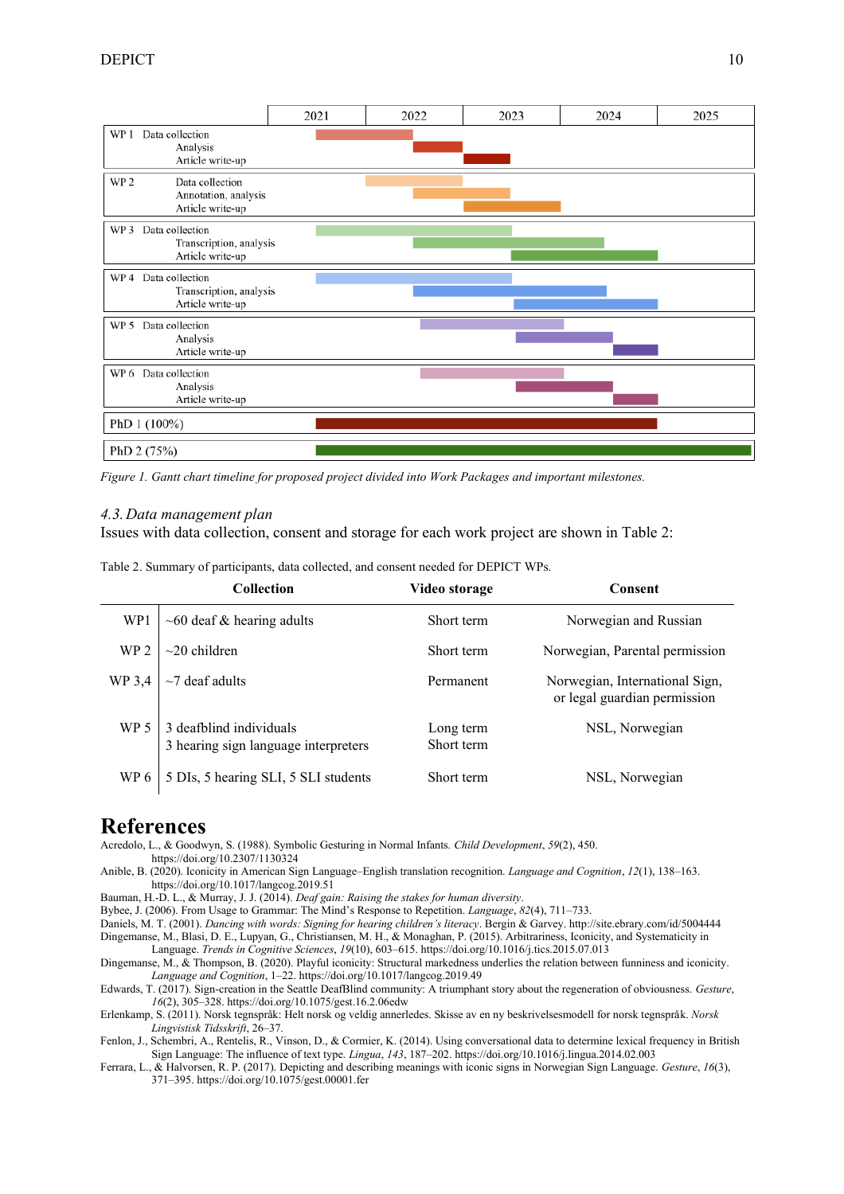| | 2021 | 2022 | 2023 | 2024 | 2025 |
|---|---|---|---|---|---|
| WP 1 Data collection | | | | | |
| Analysis | | | | | |
| Article write-up | | | | | |
| WP 2 Data collection | | | | | |
| Annotation, analysis | | | | | |
| Article write-up | | | | | |
| WP 3 Data collection | | | | | |
| Transcription, analysis | | | | | |
| Article write-up | | | | | |
| WP 4 Data collection | | | | | |
| Transcription, analysis | | | | | |
| Article write-up | | | | | |
| WP 5 Data collection | | | | | |
| Analysis | | | | | |
| Article write-up | | | | | |
| WP 6 Data collection | | | | | |
| Analysis | | | | | |
| Article write-up | | | | | |
| PhD 1 (100%) | | | | | |
| PhD 2 (75%) | | | | | |

*Figure 1. Gantt chart timeline for proposed project divided into Work Packages and important milestones.*

### *4.3. Data management plan*

Issues with data collection, consent and storage for each work project are shown in Table 2:

Table 2. Summary of participants, data collected, and consent needed for DEPICT WPs.

| | Collection | Video storage | Consent |
|---|---|---|---|
| WP1 | ~60 deaf & hearing adults | Short term | Norwegian and Russian |
| WP 2 | ~20 children | Short term | Norwegian, Parental permission |
| WP 3,4 | ~7 deaf adults | Permanent | Norwegian, International Sign, or legal guardian permission |
| WP 5 | 3 deafblind individuals<br>3 hearing sign language interpreters | Long term<br>Short term | NSL, Norwegian |
| WP 6 | 5 DIs, 5 hearing SLI, 5 SLI students | Short term | NSL, Norwegian |

# References

Acredolo, L., & Goodwyn, S. (1988). Symbolic Gesturing in Normal Infants. *Child Development*, *59*(2), 450. https://doi.org/10.2307/1130324

Anible, B. (2020). Iconicity in American Sign Language–English translation recognition. *Language and Cognition*, *12*(1), 138–163. https://doi.org/10.1017/langcog.2019.51

Bauman, H.-D. L., & Murray, J. J. (2014). *Deaf gain: Raising the stakes for human diversity*.

Bybee, J. (2006). From Usage to Grammar: The Mind's Response to Repetition. *Language*, *82*(4), 711–733.

Daniels, M. T. (2001). *Dancing with words: Signing for hearing children's literacy*. Bergin & Garvey. http://site.ebrary.com/id/5004444

Dingemanse, M., Blasi, D. E., Lupyan, G., Christiansen, M. H., & Monaghan, P. (2015). Arbitrariness, Iconicity, and Systematicity in Language. *Trends in Cognitive Sciences*, *19*(10), 603–615. https://doi.org/10.1016/j.tics.2015.07.013

Dingemanse, M., & Thompson, B. (2020). Playful iconicity: Structural markedness underlies the relation between funniness and iconicity. *Language and Cognition*, 1–22. https://doi.org/10.1017/langcog.2019.49

Edwards, T. (2017). Sign-creation in the Seattle DeafBlind community: A triumphant story about the regeneration of obviousness. *Gesture*, *16*(2), 305–328. https://doi.org/10.1075/gest.16.2.06edw

Erlenkamp, S. (2011). Norsk tegnspråk: Helt norsk og veldig annerledes. Skisse av en ny beskrivelsesmodell for norsk tegnspråk. *Norsk Lingvistisk Tidsskrift*, 26–37.

Fenlon, J., Schembri, A., Rentelis, R., Vinson, D., & Cormier, K. (2014). Using conversational data to determine lexical frequency in British Sign Language: The influence of text type. *Lingua*, *143*, 187–202. https://doi.org/10.1016/j.lingua.2014.02.003

Ferrara, L., & Halvorsen, R. P. (2017). Depicting and describing meanings with iconic signs in Norwegian Sign Language. *Gesture*, *16*(3), 371–395. https://doi.org/10.1075/gest.00001.fer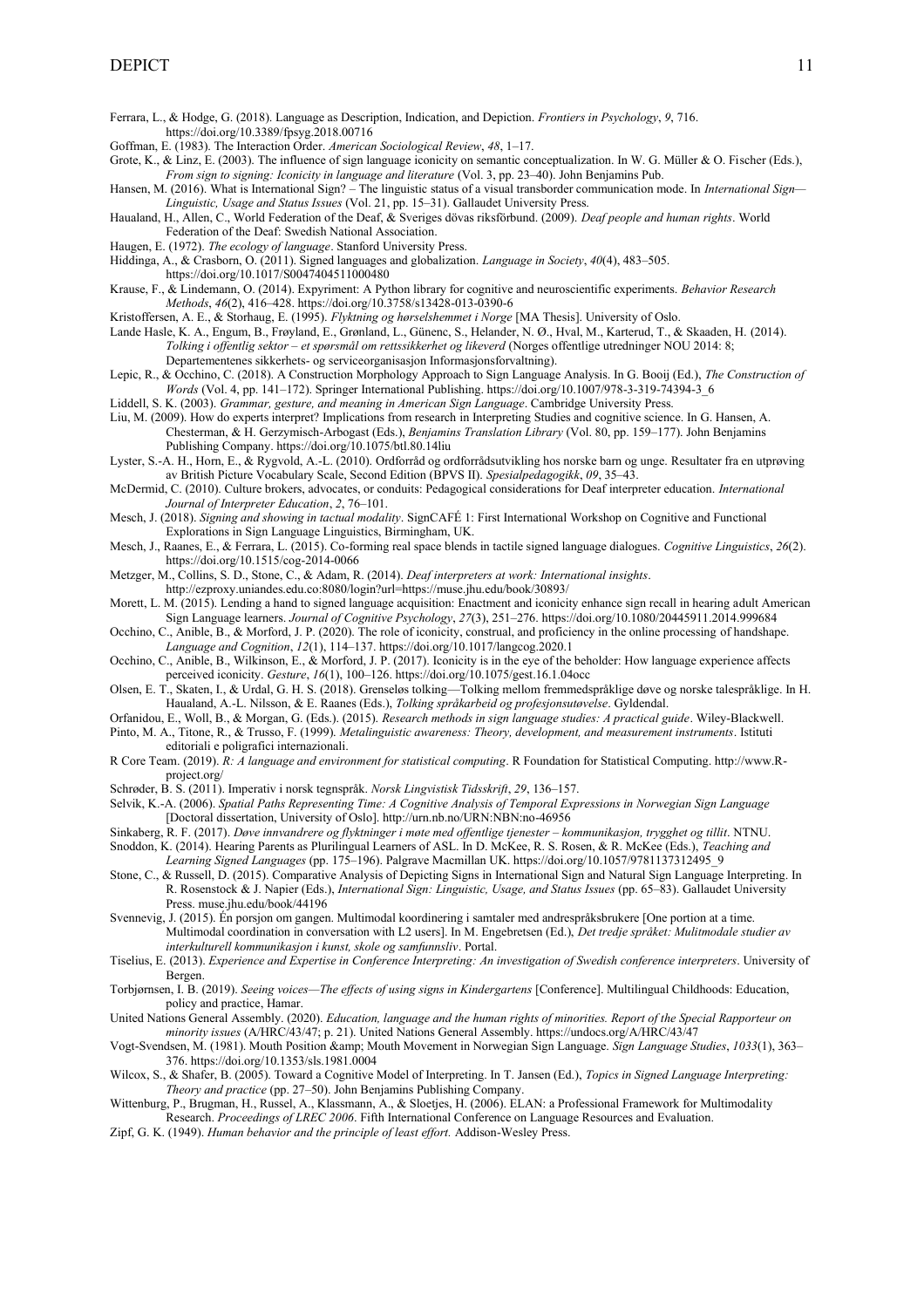Ferrara, L., & Hodge, G. (2018). Language as Description, Indication, and Depiction. *Frontiers in Psychology*, *9*, 716. https://doi.org/10.3389/fpsyg.2018.00716

Goffman, E. (1983). The Interaction Order. *American Sociological Review*, *48*, 1–17.

Grote, K., & Linz, E. (2003). The influence of sign language iconicity on semantic conceptualization. In W. G. Müller & O. Fischer (Eds.), *From sign to signing: Iconicity in language and literature* (Vol. 3, pp. 23–40). John Benjamins Pub.

Hansen, M. (2016). What is International Sign? – The linguistic status of a visual transborder communication mode. In *International Sign—Linguistic, Usage and Status Issues* (Vol. 21, pp. 15–31). Gallaudet University Press.

Haualand, H., Allen, C., World Federation of the Deaf, & Sveriges dövas riksförbund. (2009). *Deaf people and human rights*. World Federation of the Deaf: Swedish National Association.

Haugen, E. (1972). *The ecology of language*. Stanford University Press.

Hiddinga, A., & Crasborn, O. (2011). Signed languages and globalization. *Language in Society*, *40*(4), 483–505. https://doi.org/10.1017/S0047404511000480

Krause, F., & Lindemann, O. (2014). Expyriment: A Python library for cognitive and neuroscientific experiments. *Behavior Research Methods*, *46*(2), 416–428. https://doi.org/10.3758/s13428-013-0390-6

Kristoffersen, A. E., & Storhaug, E. (1995). *Flyktning og hørselshemmet i Norge* [MA Thesis]. University of Oslo.

Lande Hasle, K. A., Engum, B., Frøyland, E., Grønland, L., Günenc, S., Helander, N. Ø., Hval, M., Karterud, T., & Skaaden, H. (2014). *Tolking i offentlig sektor – et spørsmål om rettssikkerhet og likeverd* (Norges offentlige utredninger NOU 2014: 8; Departementenes sikkerhets- og serviceorganisasjon Informasjonsforvaltning).

Lepic, R., & Occhino, C. (2018). A Construction Morphology Approach to Sign Language Analysis. In G. Booij (Ed.), *The Construction of Words* (Vol. 4, pp. 141–172). Springer International Publishing. https://doi.org/10.1007/978-3-319-74394-3_6

Liddell, S. K. (2003). *Grammar, gesture, and meaning in American Sign Language*. Cambridge University Press.

Liu, M. (2009). How do experts interpret? Implications from research in Interpreting Studies and cognitive science. In G. Hansen, A. Chesterman, & H. Gerzymisch-Arbogast (Eds.), *Benjamins Translation Library* (Vol. 80, pp. 159–177). John Benjamins Publishing Company. https://doi.org/10.1075/btl.80.14liu

Lyster, S.-A. H., Horn, E., & Rygvold, A.-L. (2010). Ordforråd og ordforrådsutvikling hos norske barn og unge. Resultater fra en utprøving av British Picture Vocabulary Scale, Second Edition (BPVS II). *Spesialpedagogikk*, *09*, 35–43.

McDermid, C. (2010). Culture brokers, advocates, or conduits: Pedagogical considerations for Deaf interpreter education. *International Journal of Interpreter Education*, *2*, 76–101.

Mesch, J. (2018). *Signing and showing in tactual modality*. SignCAFÉ 1: First International Workshop on Cognitive and Functional Explorations in Sign Language Linguistics, Birmingham, UK.

Mesch, J., Raanes, E., & Ferrara, L. (2015). Co-forming real space blends in tactile signed language dialogues. *Cognitive Linguistics*, *26*(2). https://doi.org/10.1515/cog-2014-0066

Metzger, M., Collins, S. D., Stone, C., & Adam, R. (2014). *Deaf interpreters at work: International insights*. http://ezproxy.uniandes.edu.co:8080/login?url=https://muse.jhu.edu/book/30893/

Morett, L. M. (2015). Lending a hand to signed language acquisition: Enactment and iconicity enhance sign recall in hearing adult American Sign Language learners. *Journal of Cognitive Psychology*, *27*(3), 251–276. https://doi.org/10.1080/20445911.2014.999684

Occhino, C., Anible, B., & Morford, J. P. (2020). The role of iconicity, construal, and proficiency in the online processing of handshape. *Language and Cognition*, *12*(1), 114–137. https://doi.org/10.1017/langcog.2020.1

Occhino, C., Anible, B., Wilkinson, E., & Morford, J. P. (2017). Iconicity is in the eye of the beholder: How language experience affects perceived iconicity. *Gesture*, *16*(1), 100–126. https://doi.org/10.1075/gest.16.1.04occ

Olsen, E. T., Skaten, I., & Urdal, G. H. S. (2018). Grenseløs tolking—Tolking mellom fremmedspråklige døve og norske talespråklige. In H. Haualand, A.-L. Nilsson, & E. Raanes (Eds.), *Tolking språkarbeid og profesjonsutøvelse*. Gyldendal.

Orfanidou, E., Woll, B., & Morgan, G. (Eds.). (2015). *Research methods in sign language studies: A practical guide*. Wiley-Blackwell.

Pinto, M. A., Titone, R., & Trusso, F. (1999). *Metalinguistic awareness: Theory, development, and measurement instruments*. Istituti editoriali e poligrafici internazionali.

R Core Team. (2019). *R: A language and environment for statistical computing*. R Foundation for Statistical Computing. http://www.R-project.org/

Schrøder, B. S. (2011). Imperativ i norsk tegnspråk. *Norsk Lingvistisk Tidsskrift*, *29*, 136–157.

Selvik, K.-A. (2006). *Spatial Paths Representing Time: A Cognitive Analysis of Temporal Expressions in Norwegian Sign Language* [Doctoral dissertation, University of Oslo]. http://urn.nb.no/URN:NBN:no-46956

Sinkaberg, R. F. (2017). *Døve innvandrere og flyktninger i møte med offentlige tjenester – kommunikasjon, trygghet og tillit*. NTNU.

Snoddon, K. (2014). Hearing Parents as Plurilingual Learners of ASL. In D. McKee, R. S. Rosen, & R. McKee (Eds.), *Teaching and Learning Signed Languages* (pp. 175–196). Palgrave Macmillan UK. https://doi.org/10.1057/9781137312495_9

Stone, C., & Russell, D. (2015). Comparative Analysis of Depicting Signs in International Sign and Natural Sign Language Interpreting. In R. Rosenstock & J. Napier (Eds.), *International Sign: Linguistic, Usage, and Status Issues* (pp. 65–83). Gallaudet University Press. muse.jhu.edu/book/44196

Svennevig, J. (2015). Én porsjon om gangen. Multimodal koordinering i samtaler med andrespråksbrukere [One portion at a time. Multimodal coordination in conversation with L2 users]. In M. Engebretsen (Ed.), *Det tredje språket: Mulitmodale studier av interkulturell kommunikasjon i kunst, skole og samfunnsliv*. Portal.

Tiselius, E. (2013). *Experience and Expertise in Conference Interpreting: An investigation of Swedish conference interpreters*. University of Bergen.

Torbjørnsen, I. B. (2019). *Seeing voices—The effects of using signs in Kindergartens* [Conference]. Multilingual Childhoods: Education, policy and practice, Hamar.

United Nations General Assembly. (2020). *Education, language and the human rights of minorities. Report of the Special Rapporteur on minority issues* (A/HRC/43/47; p. 21). United Nations General Assembly. https://undocs.org/A/HRC/43/47

Vogt-Svendsen, M. (1981). Mouth Position &amp; Mouth Movement in Norwegian Sign Language. *Sign Language Studies*, *1033*(1), 363–376. https://doi.org/10.1353/sls.1981.0004

Wilcox, S., & Shafer, B. (2005). Toward a Cognitive Model of Interpreting. In T. Jansen (Ed.), *Topics in Signed Language Interpreting: Theory and practice* (pp. 27–50). John Benjamins Publishing Company.

Wittenburg, P., Brugman, H., Russel, A., Klassmann, A., & Sloetjes, H. (2006). ELAN: a Professional Framework for Multimodality Research. *Proceedings of LREC 2006*. Fifth International Conference on Language Resources and Evaluation.

Zipf, G. K. (1949). *Human behavior and the principle of least effort.* Addison-Wesley Press.